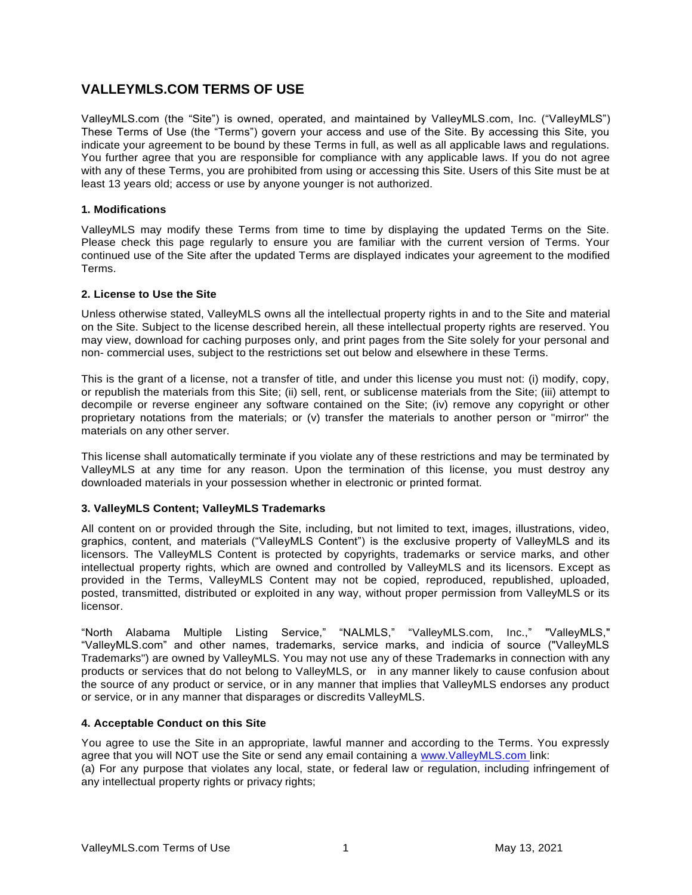# VALLEYMLS.COM TERMS OF USE

ValleyMLS.com (the "Site") is owned, operated, and maintained by ValleyMLS.com, Inc. ("ValleyMLS") These Terms of Use (the "Terms") govern your access and use of the Site. By accessing this Site, you indicate your agreement to be bound by these Terms in full, as well as all applicable laws and regulations. You further agree that you are responsible for compliance with any applicable laws. If you do not agree with any of these Terms, you are prohibited from using or accessing this Site. Users of this Site must be at least 13 years old; access or use by anyone younger is not authorized.

### 1. Modifications

ValleyMLS may modify these Terms from time to time by displaying the updated Terms on the Site. Please check this page regularly to ensure you are familiar with the current version of Terms. Your continued use of the Site after the updated Terms are displayed indicates your agreement to the modified Terms.

### 2. License to Use the Site

Unless otherwise stated, ValleyMLS owns all the intellectual property rights in and to the Site and material on the Site. Subject to the license described herein, all these intellectual property rights are reserved. You may view, download for caching purposes only, and print pages from the Site solely for your personal and non- commercial uses, subject to the restrictions set out below and elsewhere in these Terms.

This is the grant of a license, not a transfer of title, and under this license you must not: (i) modify, copy, or republish the materials from this Site; (ii) sell, rent, or sublicense materials from the Site; (iii) attempt to decompile or reverse engineer any software contained on the Site; (iv) remove any copyright or other proprietary notations from the materials; or (v) transfer the materials to another person or "mirror" the materials on any other server.

This license shall automatically terminate if you violate any of these restrictions and may be terminated by ValleyMLS at any time for any reason. Upon the termination of this license, you must destroy any downloaded materials in your possession whether in electronic or printed format.

### 3. ValleyMLS Content; ValleyMLS Trademarks

All content on or provided through the Site, including, but not limited to text, images, illustrations, video, graphics, content, and materials ("ValleyMLS Content") is the exclusive property of ValleyMLS and its licensors. The ValleyMLS Content is protected by copyrights, trademarks or service marks, and other intellectual property rights, which are owned and controlled by ValleyMLS and its licensors. Except as provided in the Terms, ValleyMLS Content may not be copied, reproduced, republished, uploaded, posted, transmitted, distributed or exploited in any way, without proper permission from ValleyMLS or its licensor.

"North Alabama Multiple Listing Service," "NALMLS," "ValleyMLS.com, Inc.," "ValleyMLS," "ValleyMLS.com" and other names, trademarks, service marks, and indicia of source ("ValleyMLS Trademarks") are owned by ValleyMLS. You may not use any of these Trademarks in connection with any products or services that do not belong to ValleyMLS, or in any manner likely to cause confusion about the source of any product or service, or in any manner that implies that ValleyMLS endorses any product or service, or in any manner that disparages or discredits ValleyMLS.

### 4. Acceptable Conduct on this Site

You agree to use the Site in an appropriate, lawful manner and according to the Terms. You expressly agree that you will NOT use the Site or send any email containing a www.ValleyMLS.com link:

(a) For any purpose that violates any local, state, or federal law or regulation, including infringement of any intellectual property rights or privacy rights;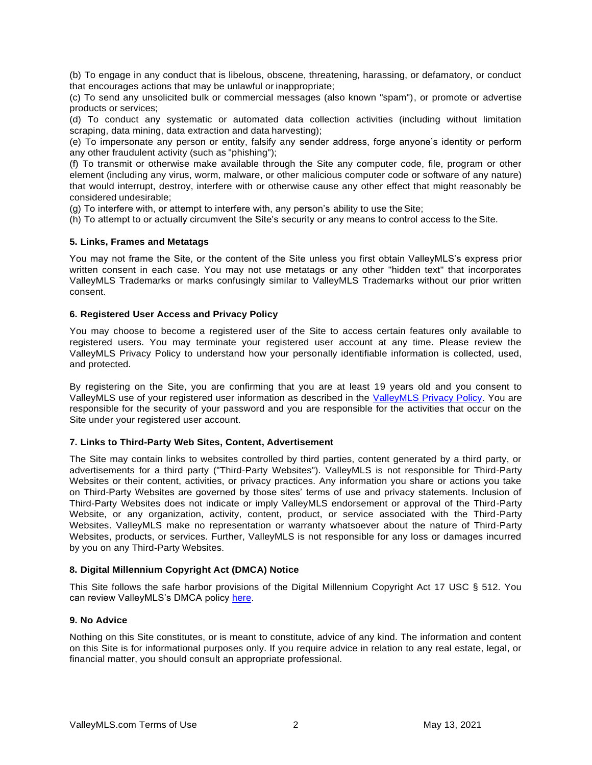(b) To engage in any conduct that is libelous, obscene, threatening, harassing, or defamatory, or conduct that encourages actions that may be unlawful or inappropriate;

(c) To send any unsolicited bulk or commercial messages (also known "spam"), or promote or advertise products or services;

(d) To conduct any systematic or automated data collection activities (including without limitation scraping, data mining, data extraction and data harvesting);

(e) To impersonate any person or entity, falsify any sender address, forge anyone's identity or perform any other fraudulent activity (such as "phishing");

(f) To transmit or otherwise make available through the Site any computer code, file, program or other element (including any virus, worm, malware, or other malicious computer code or software of any nature) that would interrupt, destroy, interfere with or otherwise cause any other effect that might reasonably be considered undesirable;

(g) To interfere with, or attempt to interfere with, any person's ability to use the Site;

(h) To attempt to or actually circumvent the Site's security or any means to control access to the Site.

**5. Links, Frames and Metatags**

You may not frame the Site, or the content of the Site unless you first obtain ValleyMLS's express prior written consent in each case. You may not use metatags or any other "hidden text" that incorporates ValleyMLS Trademarks or marks confusingly similar to ValleyMLS Trademarks without our prior written consent.

**6. Registered User Access and Privacy Policy**

You may choose to become a registered user of the Site to access certain features only available to registered users. You may terminate your registered user account at any time. Please review the ValleyMLS Privacy Policy to understand how your personally identifiable information is collected, used, and protected.

By registering on the Site, you are confirming that you are at least 19 years old and you consent to ValleyMLS use of your registered user information as described in the ValleyMLS Privacy Policy. You are responsible for the security of your password and you are responsible for the activities that occur on the Site under your registered user account.

**7. Links to Third-Party Web Sites, Content, Advertisement**

The Site may contain links to websites controlled by third parties, content generated by a third party, or advertisements for a third party ("Third-Party Websites"). ValleyMLS is not responsible for Third-Party Websites or their content, activities, or privacy practices. Any information you share or actions you take on Third-Party Websites are governed by those sites' terms of use and privacy statements. Inclusion of Third-Party Websites does not indicate or imply ValleyMLS endorsement or approval of the Third-Party Website, or any organization, activity, content, product, or service associated with the Third-Party Websites. ValleyMLS make no representation or warranty whatsoever about the nature of Third-Party Websites, products, or services. Further, ValleyMLS is not responsible for any loss or damages incurred by you on any Third-Party Websites.

**8. Digital Millennium Copyright Act (DMCA) Notice**

This Site follows the safe harbor provisions of the Digital Millennium Copyright Act 17 USC § 512. You can review ValleyMLS's DMCA policy here.

**9. No Advice**

Nothing on this Site constitutes, or is meant to constitute, advice of any kind. The information and content on this Site is for informational purposes only. If you require advice in relation to any real estate, legal, or financial matter, you should consult an appropriate professional.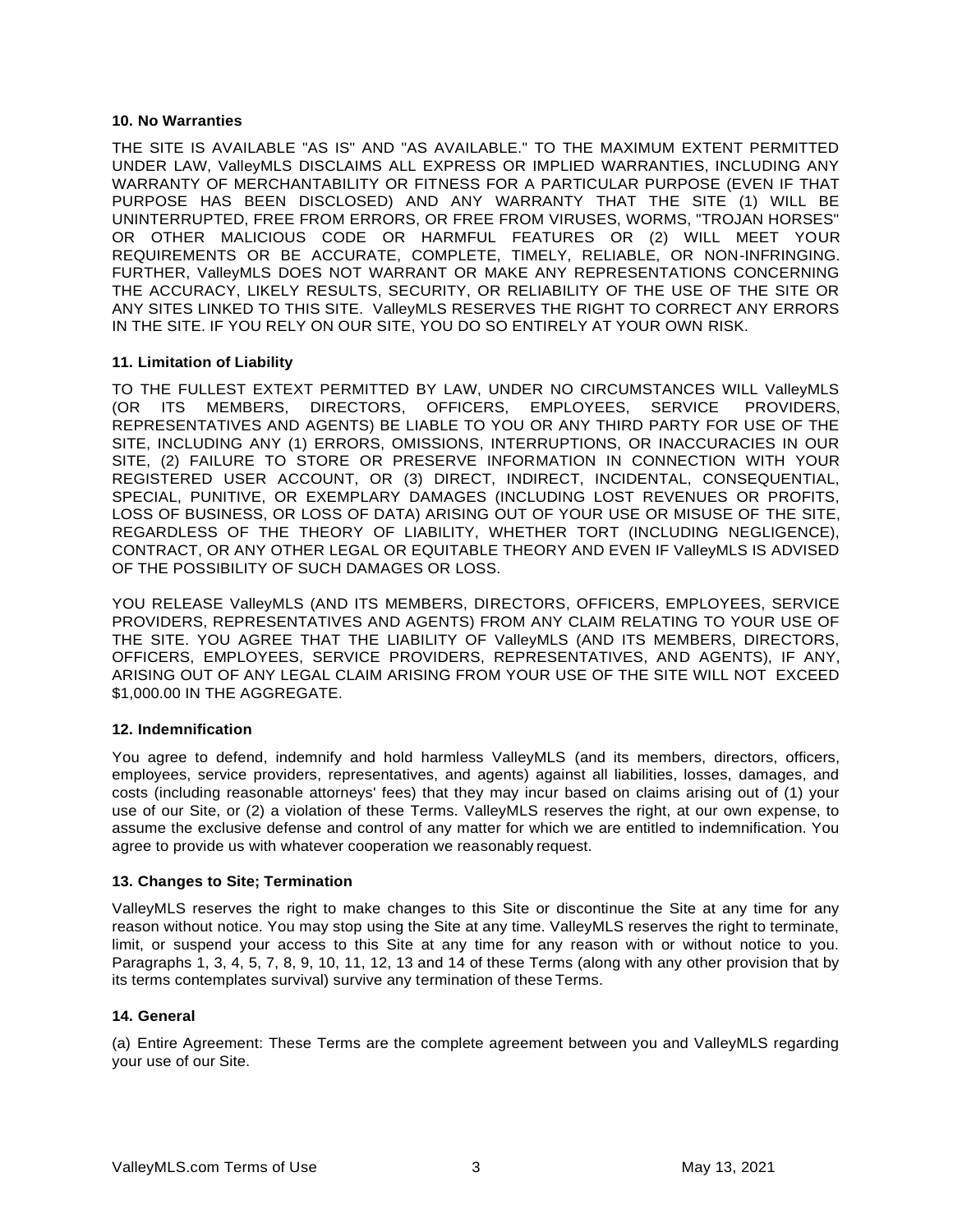**10. No Warranties**

THE SITE IS AVAILABLE "AS IS" AND "AS AVAILABLE." TO THE MAXIMUM EXTENT PERMITTED UNDER LAW, ValleyMLS DISCLAIMS ALL EXPRESS OR IMPLIED WARRANTIES, INCLUDING ANY WARRANTY OF MERCHANTABILITY OR FITNESS FOR A PARTICULAR PURPOSE (EVEN IF THAT PURPOSE HAS BEEN DISCLOSED) AND ANY WARRANTY THAT THE SITE (1) WILL BE UNINTERRUPTED, FREE FROM ERRORS, OR FREE FROM VIRUSES, WORMS, "TROJAN HORSES" OR OTHER MALICIOUS CODE OR HARMFUL FEATURES OR (2) WILL MEET YOUR REQUIREMENTS OR BE ACCURATE, COMPLETE, TIMELY, RELIABLE, OR NON-INFRINGING. FURTHER, ValleyMLS DOES NOT WARRANT OR MAKE ANY REPRESENTATIONS CONCERNING THE ACCURACY, LIKELY RESULTS, SECURITY, OR RELIABILITY OF THE USE OF THE SITE OR ANY SITES LINKED TO THIS SITE. ValleyMLS RESERVES THE RIGHT TO CORRECT ANY ERRORS IN THE SITE. IF YOU RELY ON OUR SITE, YOU DO SO ENTIRELY AT YOUR OWN RISK.

**11. Limitation of Liability**

TO THE FULLEST EXTEXT PERMITTED BY LAW, UNDER NO CIRCUMSTANCES WILL ValleyMLS (OR ITS MEMBERS, DIRECTORS, OFFICERS, EMPLOYEES, SERVICE PROVIDERS, REPRESENTATIVES AND AGENTS) BE LIABLE TO YOU OR ANY THIRD PARTY FOR USE OF THE SITE, INCLUDING ANY (1) ERRORS, OMISSIONS, INTERRUPTIONS, OR INACCURACIES IN OUR SITE, (2) FAILURE TO STORE OR PRESERVE INFORMATION IN CONNECTION WITH YOUR REGISTERED USER ACCOUNT, OR (3) DIRECT, INDIRECT, INCIDENTAL, CONSEQUENTIAL, SPECIAL, PUNITIVE, OR EXEMPLARY DAMAGES (INCLUDING LOST REVENUES OR PROFITS, LOSS OF BUSINESS, OR LOSS OF DATA) ARISING OUT OF YOUR USE OR MISUSE OF THE SITE, REGARDLESS OF THE THEORY OF LIABILITY, WHETHER TORT (INCLUDING NEGLIGENCE), CONTRACT, OR ANY OTHER LEGAL OR EQUITABLE THEORY AND EVEN IF ValleyMLS IS ADVISED OF THE POSSIBILITY OF SUCH DAMAGES OR LOSS.

YOU RELEASE ValleyMLS (AND ITS MEMBERS, DIRECTORS, OFFICERS, EMPLOYEES, SERVICE PROVIDERS, REPRESENTATIVES AND AGENTS) FROM ANY CLAIM RELATING TO YOUR USE OF THE SITE. YOU AGREE THAT THE LIABILITY OF ValleyMLS (AND ITS MEMBERS, DIRECTORS, OFFICERS, EMPLOYEES, SERVICE PROVIDERS, REPRESENTATIVES, AND AGENTS), IF ANY, ARISING OUT OF ANY LEGAL CLAIM ARISING FROM YOUR USE OF THE SITE WILL NOT EXCEED $1,000.00 IN THE AGGREGATE.

**12. Indemnification**

You agree to defend, indemnify and hold harmless ValleyMLS (and its members, directors, officers, employees, service providers, representatives, and agents) against all liabilities, losses, damages, and costs (including reasonable attorneys' fees) that they may incur based on claims arising out of (1) your use of our Site, or (2) a violation of these Terms. ValleyMLS reserves the right, at our own expense, to assume the exclusive defense and control of any matter for which we are entitled to indemnification. You agree to provide us with whatever cooperation we reasonably request.

**13. Changes to Site; Termination**

ValleyMLS reserves the right to make changes to this Site or discontinue the Site at any time for any reason without notice. You may stop using the Site at any time. ValleyMLS reserves the right to terminate, limit, or suspend your access to this Site at any time for any reason with or without notice to you. Paragraphs 1, 3, 4, 5, 7, 8, 9, 10, 11, 12, 13 and 14 of these Terms (along with any other provision that by its terms contemplates survival) survive any termination of these Terms.

**14. General**

(a) Entire Agreement: These Terms are the complete agreement between you and ValleyMLS regarding your use of our Site.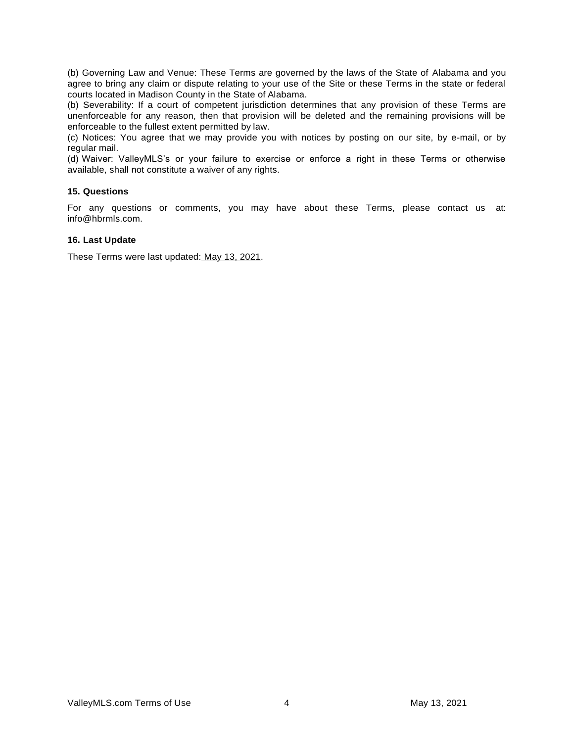(b) Governing Law and Venue: These Terms are governed by the laws of the State of Alabama and you agree to bring any claim or dispute relating to your use of the Site or these Terms in the state or federal courts located in Madison County in the State of Alabama.
(b) Severability: If a court of competent jurisdiction determines that any provision of these Terms are unenforceable for any reason, then that provision will be deleted and the remaining provisions will be enforceable to the fullest extent permitted by law.
(c) Notices: You agree that we may provide you with notices by posting on our site, by e-mail, or by regular mail.
(d) Waiver: ValleyMLS's or your failure to exercise or enforce a right in these Terms or otherwise available, shall not constitute a waiver of any rights.

**15. Questions**

For any questions or comments, you may have about these Terms, please contact us at: info@hbrmls.com.

**16. Last Update**

These Terms were last updated: May 13, 2021.